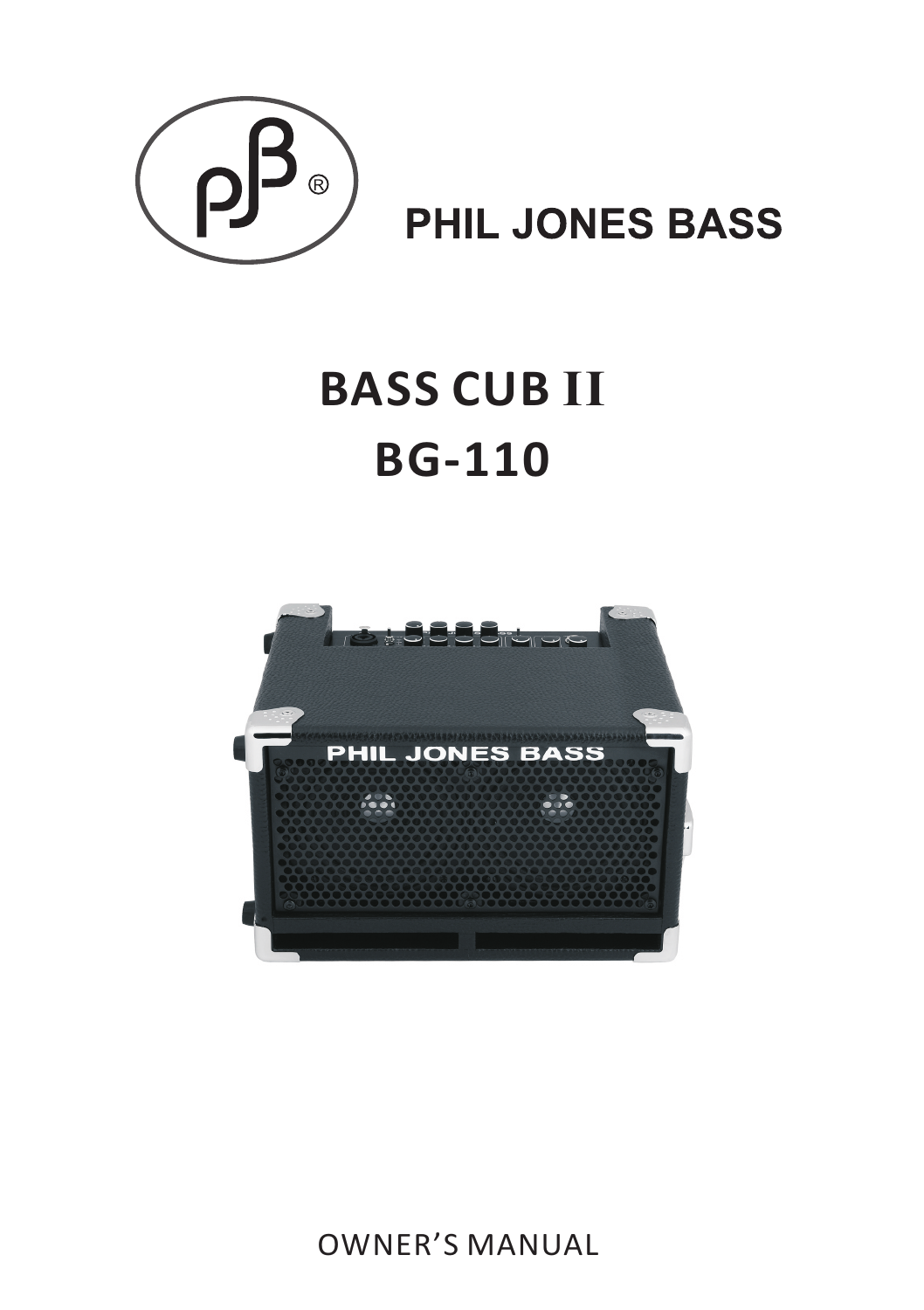PHIL JONES BASS

# BASS CUB II
# BG-110

OWNER'S MANUAL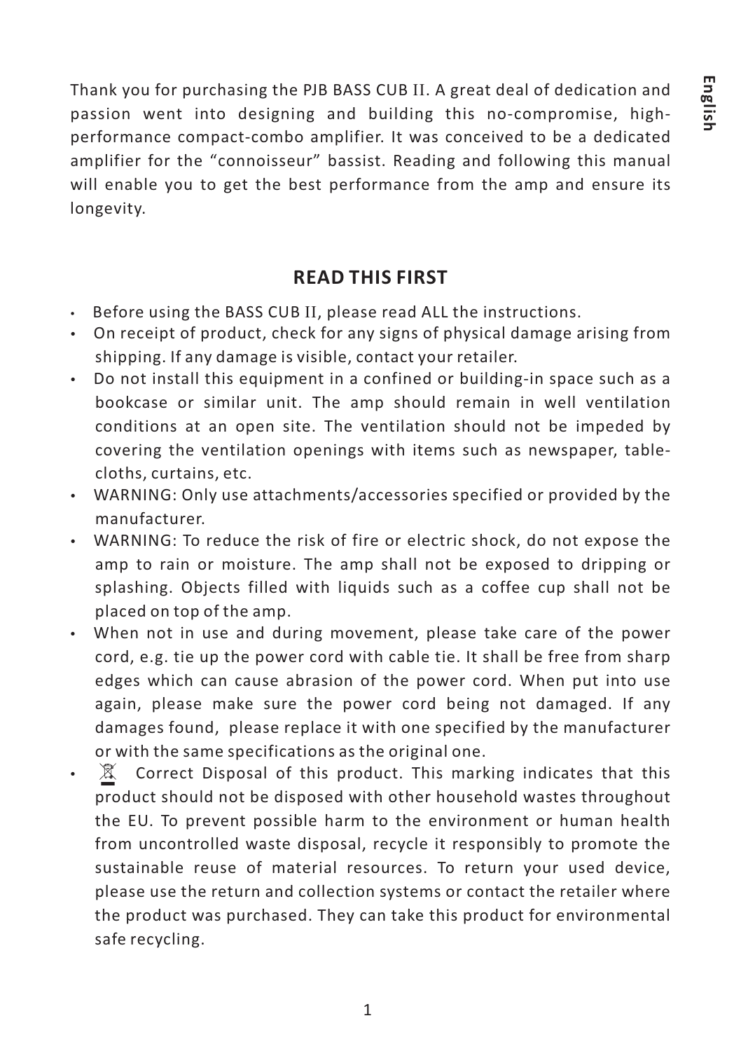Thank you for purchasing the PJB BASS CUB II. A great deal of dedication and passion went into designing and building this no-compromise, high-performance compact-combo amplifier. It was conceived to be a dedicated amplifier for the “connoisseur” bassist. Reading and following this manual will enable you to get the best performance from the amp and ensure its longevity.

## READ THIS FIRST

- Before using the BASS CUB II, please read ALL the instructions.
- On receipt of product, check for any signs of physical damage arising from shipping. If any damage is visible, contact your retailer.
- Do not install this equipment in a confined or building-in space such as a bookcase or similar unit. The amp should remain in well ventilation conditions at an open site. The ventilation should not be impeded by covering the ventilation openings with items such as newspaper, table-cloths, curtains, etc.
- WARNING: Only use attachments/accessories specified or provided by the manufacturer.
- WARNING: To reduce the risk of fire or electric shock, do not expose the amp to rain or moisture. The amp shall not be exposed to dripping or splashing. Objects filled with liquids such as a coffee cup shall not be placed on top of the amp.
- When not in use and during movement, please take care of the power cord, e.g. tie up the power cord with cable tie. It shall be free from sharp edges which can cause abrasion of the power cord. When put into use again, please make sure the power cord being not damaged. If any damages found, please replace it with one specified by the manufacturer or with the same specifications as the original one.
- Correct Disposal of this product. This marking indicates that this product should not be disposed with other household wastes throughout the EU. To prevent possible harm to the environment or human health from uncontrolled waste disposal, recycle it responsibly to promote the sustainable reuse of material resources. To return your used device, please use the return and collection systems or contact the retailer where the product was purchased. They can take this product for environmental safe recycling.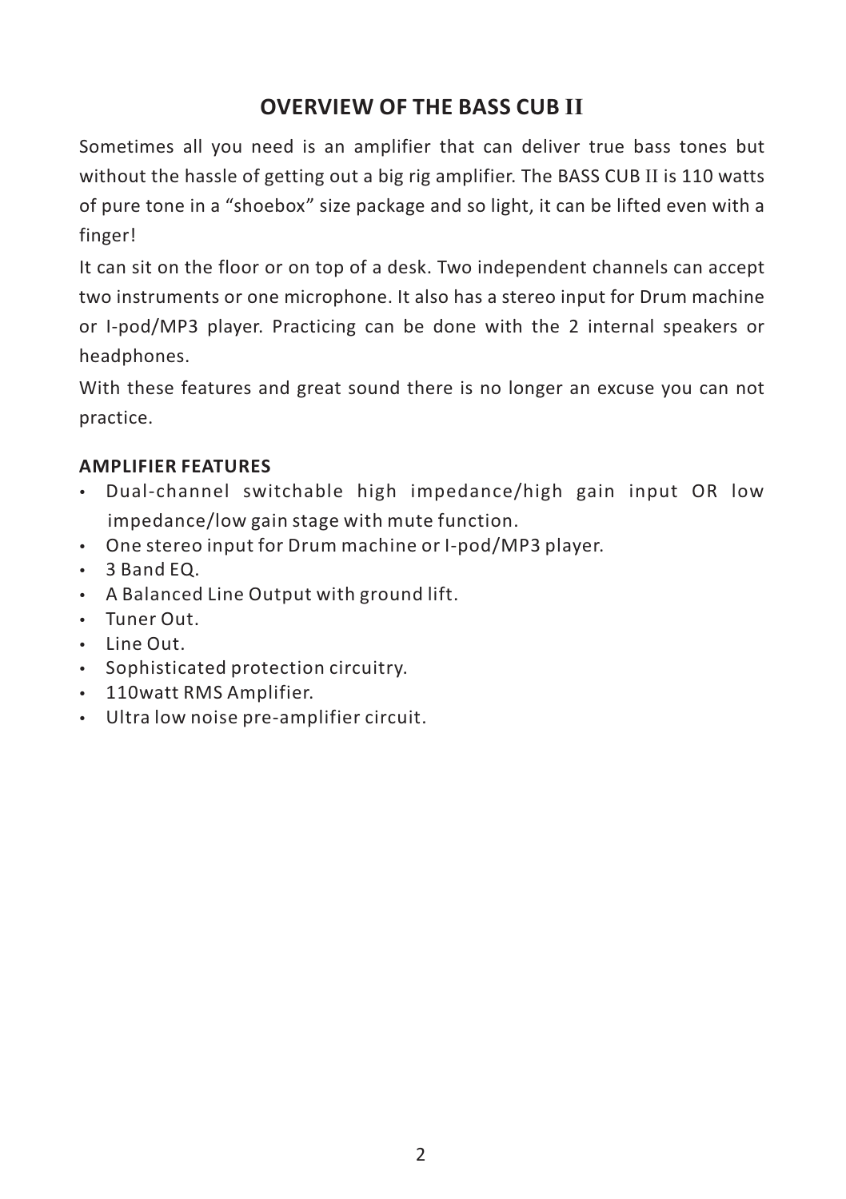## OVERVIEW OF THE BASS CUB II

Sometimes all you need is an amplifier that can deliver true bass tones but without the hassle of getting out a big rig amplifier. The BASS CUB II is 110 watts of pure tone in a “shoebox” size package and so light, it can be lifted even with a finger!

It can sit on the floor or on top of a desk. Two independent channels can accept two instruments or one microphone. It also has a stereo input for Drum machine or I-pod/MP3 player. Practicing can be done with the 2 internal speakers or headphones.

With these features and great sound there is no longer an excuse you can not practice.

### AMPLIFIER FEATURES

- Dual-channel switchable high impedance/high gain input OR low impedance/low gain stage with mute function.
- One stereo input for Drum machine or I-pod/MP3 player.
- 3 Band EQ.
- A Balanced Line Output with ground lift.
- Tuner Out.
- Line Out.
- Sophisticated protection circuitry.
- 110watt RMS Amplifier.
- Ultra low noise pre-amplifier circuit.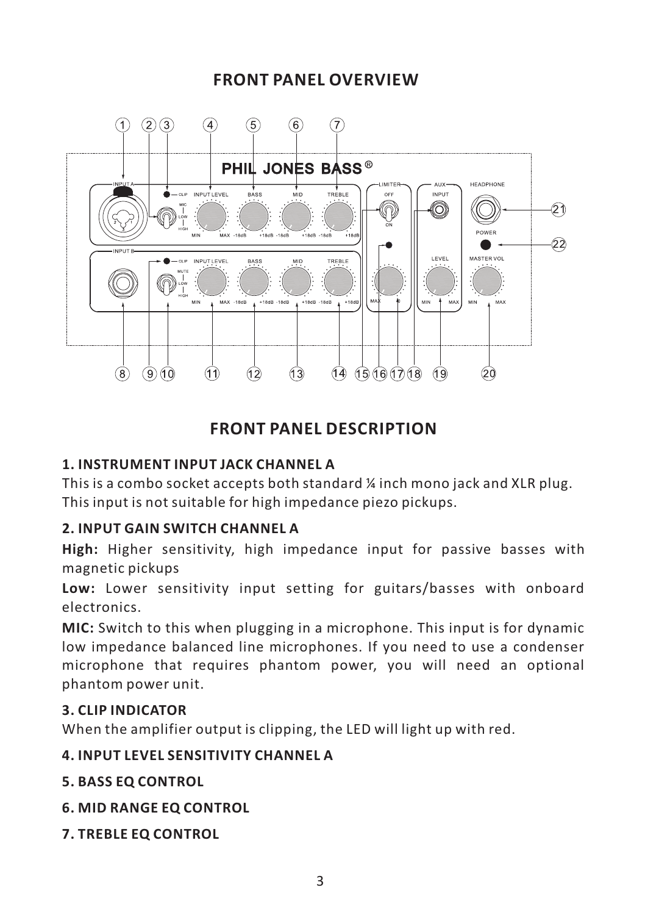## FRONT PANEL OVERVIEW

## FRONT PANEL DESCRIPTION

**1. INSTRUMENT INPUT JACK CHANNEL A**

This is a combo socket accepts both standard ¼ inch mono jack and XLR plug. This input is not suitable for high impedance piezo pickups.

**2. INPUT GAIN SWITCH CHANNEL A**

**High:** Higher sensitivity, high impedance input for passive basses with magnetic pickups

**Low:** Lower sensitivity input setting for guitars/basses with onboard electronics.

**MIC:** Switch to this when plugging in a microphone. This input is for dynamic low impedance balanced line microphones. If you need to use a condenser microphone that requires phantom power, you will need an optional phantom power unit.

**3. CLIP INDICATOR**

When the amplifier output is clipping, the LED will light up with red.

**4. INPUT LEVEL SENSITIVITY CHANNEL A**

**5. BASS EQ CONTROL**

**6. MID RANGE EQ CONTROL**

**7. TREBLE EQ CONTROL**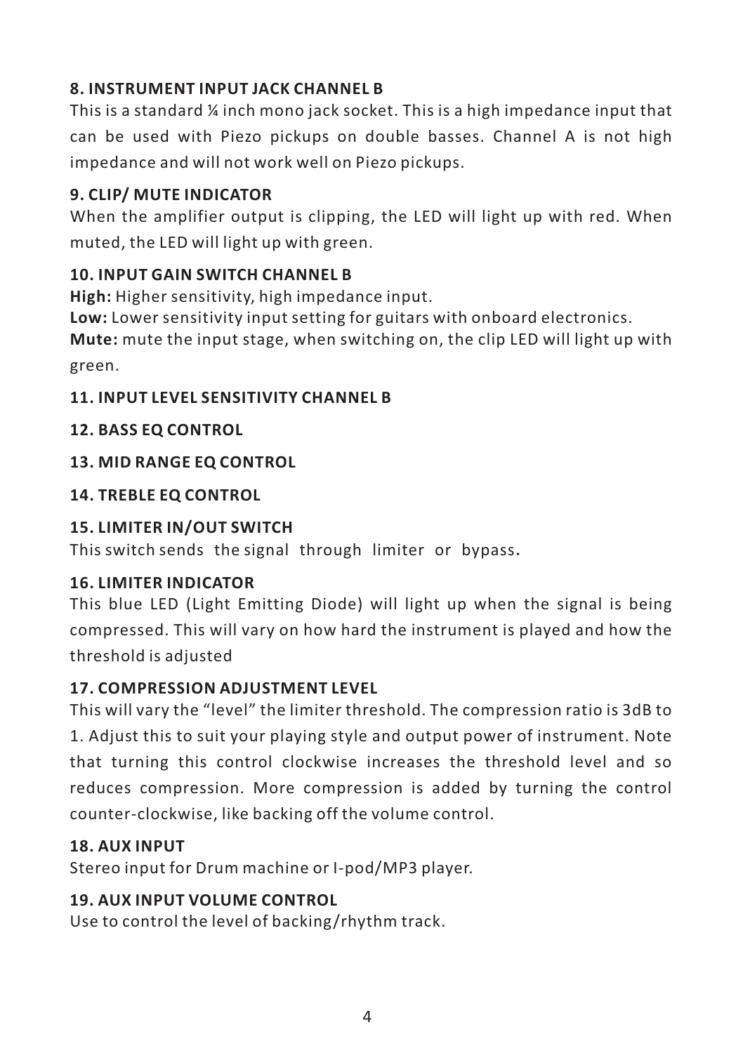**8. INSTRUMENT INPUT JACK CHANNEL B**

This is a standard ¼ inch mono jack socket. This is a high impedance input that can be used with Piezo pickups on double basses. Channel A is not high impedance and will not work well on Piezo pickups.

**9. CLIP/ MUTE INDICATOR**

When the amplifier output is clipping, the LED will light up with red. When muted, the LED will light up with green.

**10. INPUT GAIN SWITCH CHANNEL B**

**High:** Higher sensitivity, high impedance input.
**Low:** Lower sensitivity input setting for guitars with onboard electronics.
**Mute:** mute the input stage, when switching on, the clip LED will light up with green.

**11. INPUT LEVEL SENSITIVITY CHANNEL B**

**12. BASS EQ CONTROL**

**13. MID RANGE EQ CONTROL**

**14. TREBLE EQ CONTROL**

**15. LIMITER IN/OUT SWITCH**

This switch sends the signal through limiter or bypass.

**16. LIMITER INDICATOR**

This blue LED (Light Emitting Diode) will light up when the signal is being compressed. This will vary on how hard the instrument is played and how the threshold is adjusted

**17. COMPRESSION ADJUSTMENT LEVEL**

This will vary the "level" the limiter threshold. The compression ratio is 3dB to 1. Adjust this to suit your playing style and output power of instrument. Note that turning this control clockwise increases the threshold level and so reduces compression. More compression is added by turning the control counter-clockwise, like backing off the volume control.

**18. AUX INPUT**

Stereo input for Drum machine or I-pod/MP3 player.

**19. AUX INPUT VOLUME CONTROL**

Use to control the level of backing/rhythm track.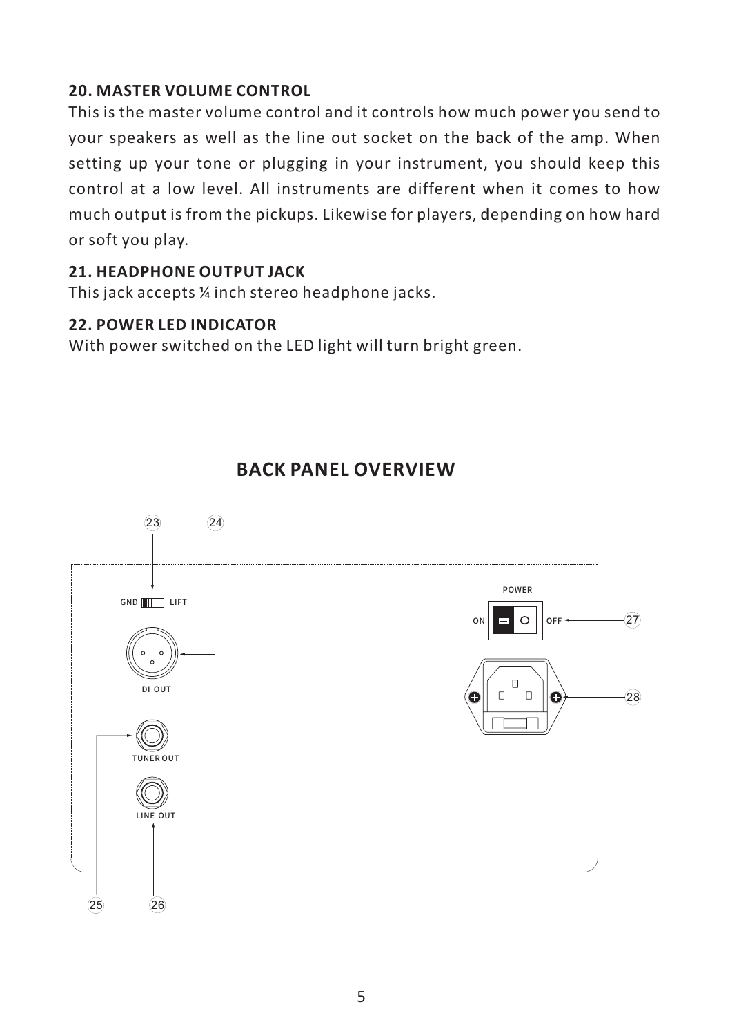**20. MASTER VOLUME CONTROL**

This is the master volume control and it controls how much power you send to your speakers as well as the line out socket on the back of the amp. When setting up your tone or plugging in your instrument, you should keep this control at a low level. All instruments are different when it comes to how much output is from the pickups. Likewise for players, depending on how hard or soft you play.

**21. HEADPHONE OUTPUT JACK**

This jack accepts ¼ inch stereo headphone jacks.

**22. POWER LED INDICATOR**

With power switched on the LED light will turn bright green.

## BACK PANEL OVERVIEW

23 24

GND LIFT

DI OUT

TUNER OUT

LINE OUT

25 26

POWER

ON OFF

27

28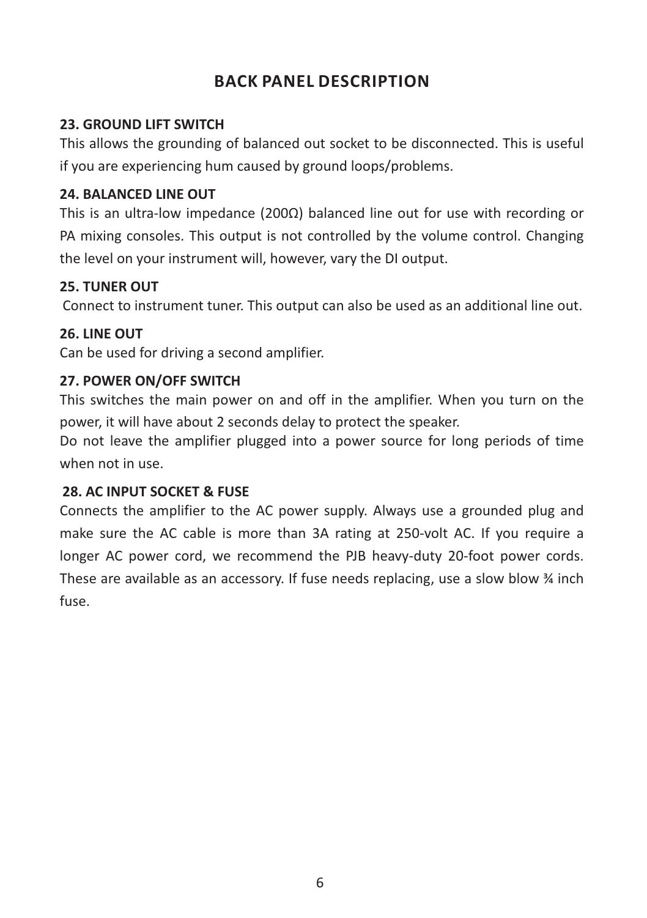# BACK PANEL DESCRIPTION

**23. GROUND LIFT SWITCH**

This allows the grounding of balanced out socket to be disconnected. This is useful if you are experiencing hum caused by ground loops/problems.

**24. BALANCED LINE OUT**

This is an ultra-low impedance (200Ω) balanced line out for use with recording or PA mixing consoles. This output is not controlled by the volume control. Changing the level on your instrument will, however, vary the DI output.

**25. TUNER OUT**

Connect to instrument tuner. This output can also be used as an additional line out.

**26. LINE OUT**

Can be used for driving a second amplifier.

**27. POWER ON/OFF SWITCH**

This switches the main power on and off in the amplifier. When you turn on the power, it will have about 2 seconds delay to protect the speaker.

Do not leave the amplifier plugged into a power source for long periods of time when not in use.

**28. AC INPUT SOCKET & FUSE**

Connects the amplifier to the AC power supply. Always use a grounded plug and make sure the AC cable is more than 3A rating at 250-volt AC. If you require a longer AC power cord, we recommend the PJB heavy-duty 20-foot power cords. These are available as an accessory. If fuse needs replacing, use a slow blow ¾ inch fuse.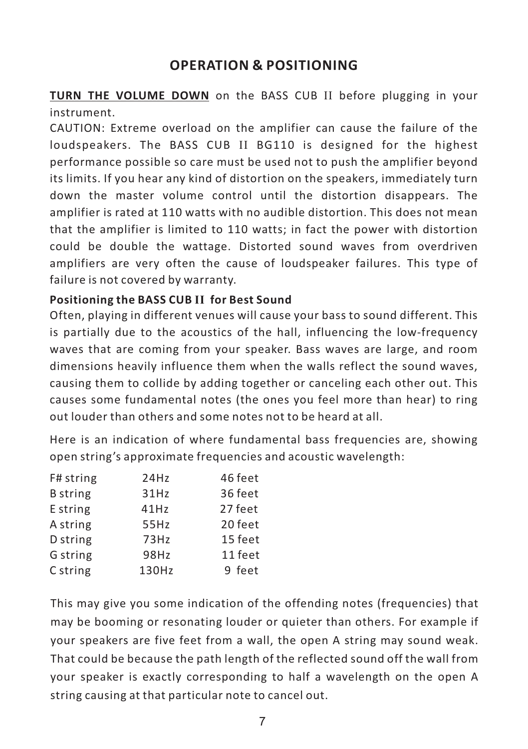## OPERATION & POSITIONING

**TURN THE VOLUME DOWN** on the BASS CUB II before plugging in your instrument.

CAUTION: Extreme overload on the amplifier can cause the failure of the loudspeakers. The BASS CUB II BG110 is designed for the highest performance possible so care must be used not to push the amplifier beyond its limits. If you hear any kind of distortion on the speakers, immediately turn down the master volume control until the distortion disappears. The amplifier is rated at 110 watts with no audible distortion. This does not mean that the amplifier is limited to 110 watts; in fact the power with distortion could be double the wattage. Distorted sound waves from overdriven amplifiers are very often the cause of loudspeaker failures. This type of failure is not covered by warranty.

**Positioning the BASS CUB II for Best Sound**

Often, playing in different venues will cause your bass to sound different. This is partially due to the acoustics of the hall, influencing the low-frequency waves that are coming from your speaker. Bass waves are large, and room dimensions heavily influence them when the walls reflect the sound waves, causing them to collide by adding together or canceling each other out. This causes some fundamental notes (the ones you feel more than hear) to ring out louder than others and some notes not to be heard at all.

Here is an indication of where fundamental bass frequencies are, showing open string's approximate frequencies and acoustic wavelength:

| | | |
|---|---|---|
| F# string | 24Hz | 46 feet |
| B string | 31Hz | 36 feet |
| E string | 41Hz | 27 feet |
| A string | 55Hz | 20 feet |
| D string | 73Hz | 15 feet |
| G string | 98Hz | 11 feet |
| C string | 130Hz | 9 feet |

This may give you some indication of the offending notes (frequencies) that may be booming or resonating louder or quieter than others. For example if your speakers are five feet from a wall, the open A string may sound weak. That could be because the path length of the reflected sound off the wall from your speaker is exactly corresponding to half a wavelength on the open A string causing at that particular note to cancel out.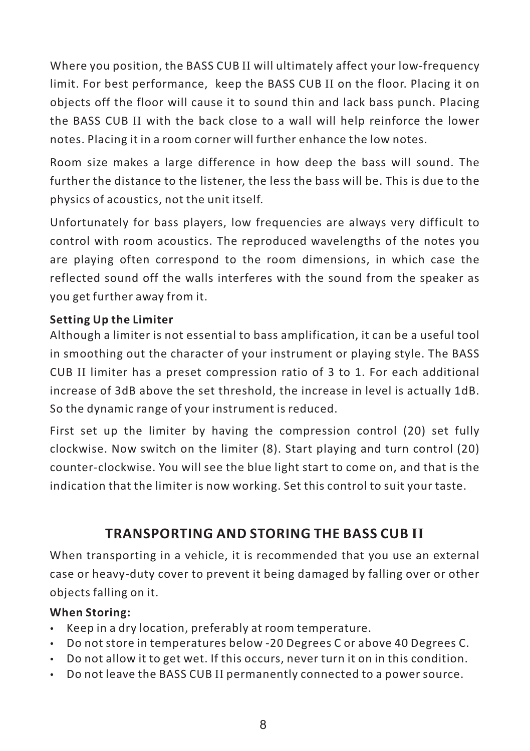Where you position, the BASS CUB II will ultimately affect your low-frequency limit. For best performance, keep the BASS CUB II on the floor. Placing it on objects off the floor will cause it to sound thin and lack bass punch. Placing the BASS CUB II with the back close to a wall will help reinforce the lower notes. Placing it in a room corner will further enhance the low notes.

Room size makes a large difference in how deep the bass will sound. The further the distance to the listener, the less the bass will be. This is due to the physics of acoustics, not the unit itself.

Unfortunately for bass players, low frequencies are always very difficult to control with room acoustics. The reproduced wavelengths of the notes you are playing often correspond to the room dimensions, in which case the reflected sound off the walls interferes with the sound from the speaker as you get further away from it.

**Setting Up the Limiter**

Although a limiter is not essential to bass amplification, it can be a useful tool in smoothing out the character of your instrument or playing style. The BASS CUB II limiter has a preset compression ratio of 3 to 1. For each additional increase of 3dB above the set threshold, the increase in level is actually 1dB. So the dynamic range of your instrument is reduced.

First set up the limiter by having the compression control (20) set fully clockwise. Now switch on the limiter (8). Start playing and turn control (20) counter-clockwise. You will see the blue light start to come on, and that is the indication that the limiter is now working. Set this control to suit your taste.

## TRANSPORTING AND STORING THE BASS CUB II

When transporting in a vehicle, it is recommended that you use an external case or heavy-duty cover to prevent it being damaged by falling over or other objects falling on it.

**When Storing:**

- Keep in a dry location, preferably at room temperature.
- Do not store in temperatures below -20 Degrees C or above 40 Degrees C.
- Do not allow it to get wet. If this occurs, never turn it on in this condition.
- Do not leave the BASS CUB II permanently connected to a power source.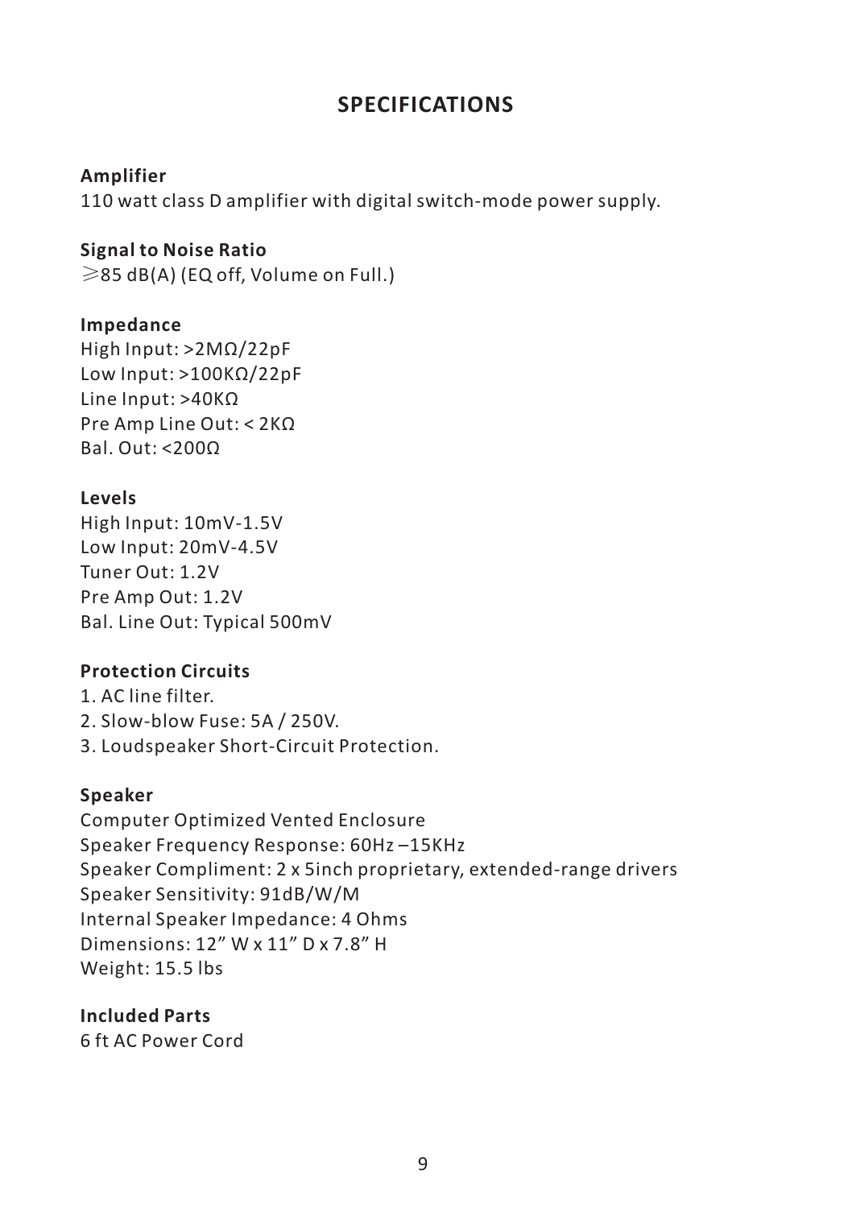# SPECIFICATIONS

**Amplifier**

110 watt class D amplifier with digital switch-mode power supply.

**Signal to Noise Ratio**

≥85 dB(A) (EQ off, Volume on Full.)

**Impedance**

High Input: >2MΩ/22pF
Low Input: >100KΩ/22pF
Line Input: >40KΩ
Pre Amp Line Out: < 2KΩ
Bal. Out: <200Ω

**Levels**

High Input: 10mV-1.5V
Low Input: 20mV-4.5V
Tuner Out: 1.2V
Pre Amp Out: 1.2V
Bal. Line Out: Typical 500mV

**Protection Circuits**

1. AC line filter.
2. Slow-blow Fuse: 5A / 250V.
3. Loudspeaker Short-Circuit Protection.

**Speaker**

Computer Optimized Vented Enclosure
Speaker Frequency Response: 60Hz –15KHz
Speaker Compliment: 2 x 5inch proprietary, extended-range drivers
Speaker Sensitivity: 91dB/W/M
Internal Speaker Impedance: 4 Ohms
Dimensions: 12” W x 11” D x 7.8” H
Weight: 15.5 lbs

**Included Parts**

6 ft AC Power Cord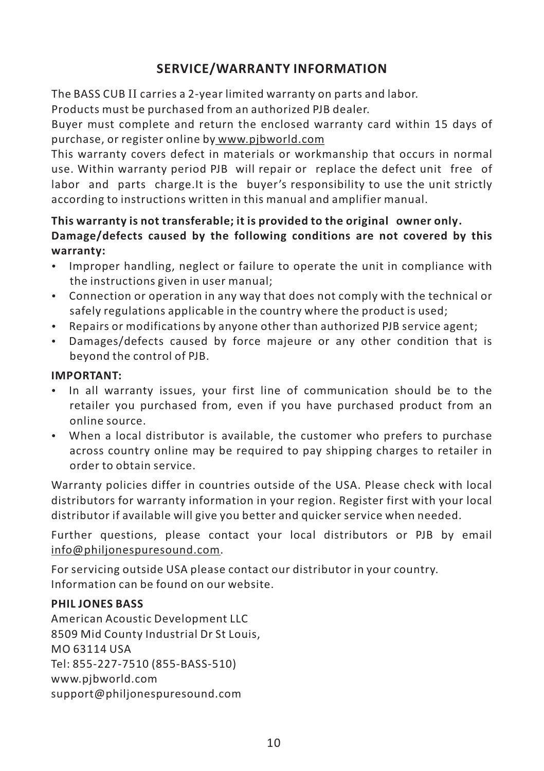## SERVICE/WARRANTY INFORMATION

The BASS CUB II carries a 2-year limited warranty on parts and labor.
Products must be purchased from an authorized PJB dealer.
Buyer must complete and return the enclosed warranty card within 15 days of purchase, or register online by www.pjbworld.com
This warranty covers defect in materials or workmanship that occurs in normal use. Within warranty period PJB will repair or replace the defect unit free of labor and parts charge.It is the buyer's responsibility to use the unit strictly according to instructions written in this manual and amplifier manual.

**This warranty is not transferable; it is provided to the original owner only.**
**Damage/defects caused by the following conditions are not covered by this warranty:**

- Improper handling, neglect or failure to operate the unit in compliance with the instructions given in user manual;
- Connection or operation in any way that does not comply with the technical or safely regulations applicable in the country where the product is used;
- Repairs or modifications by anyone other than authorized PJB service agent;
- Damages/defects caused by force majeure or any other condition that is beyond the control of PJB.

**IMPORTANT:**

- In all warranty issues, your first line of communication should be to the retailer you purchased from, even if you have purchased product from an online source.
- When a local distributor is available, the customer who prefers to purchase across country online may be required to pay shipping charges to retailer in order to obtain service.

Warranty policies differ in countries outside of the USA. Please check with local distributors for warranty information in your region. Register first with your local distributor if available will give you better and quicker service when needed.

Further questions, please contact your local distributors or PJB by email info@philjonespuresound.com.

For servicing outside USA please contact our distributor in your country.
Information can be found on our website.

**PHIL JONES BASS**
American Acoustic Development LLC
8509 Mid County Industrial Dr St Louis,
MO 63114 USA
Tel: 855-227-7510 (855-BASS-510)
www.pjbworld.com
support@philjonespuresound.com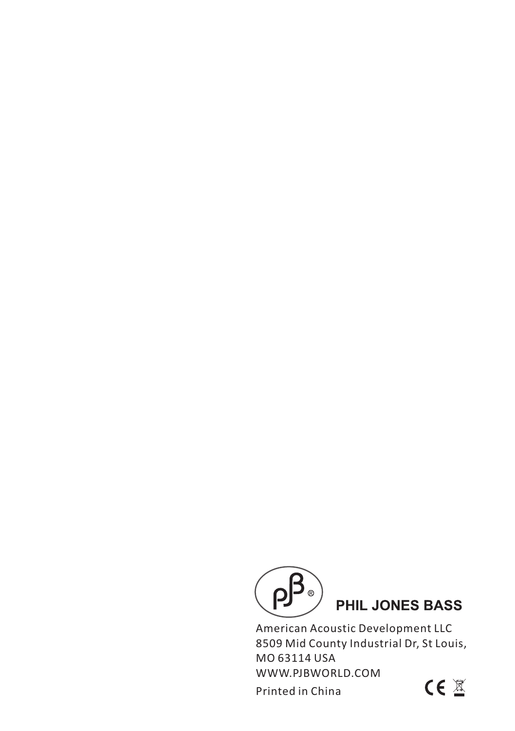PHIL JONES BASS

American Acoustic Development LLC
8509 Mid County Industrial Dr, St Louis,
MO 63114 USA
WWW.PJBWORLD.COM
Printed in China